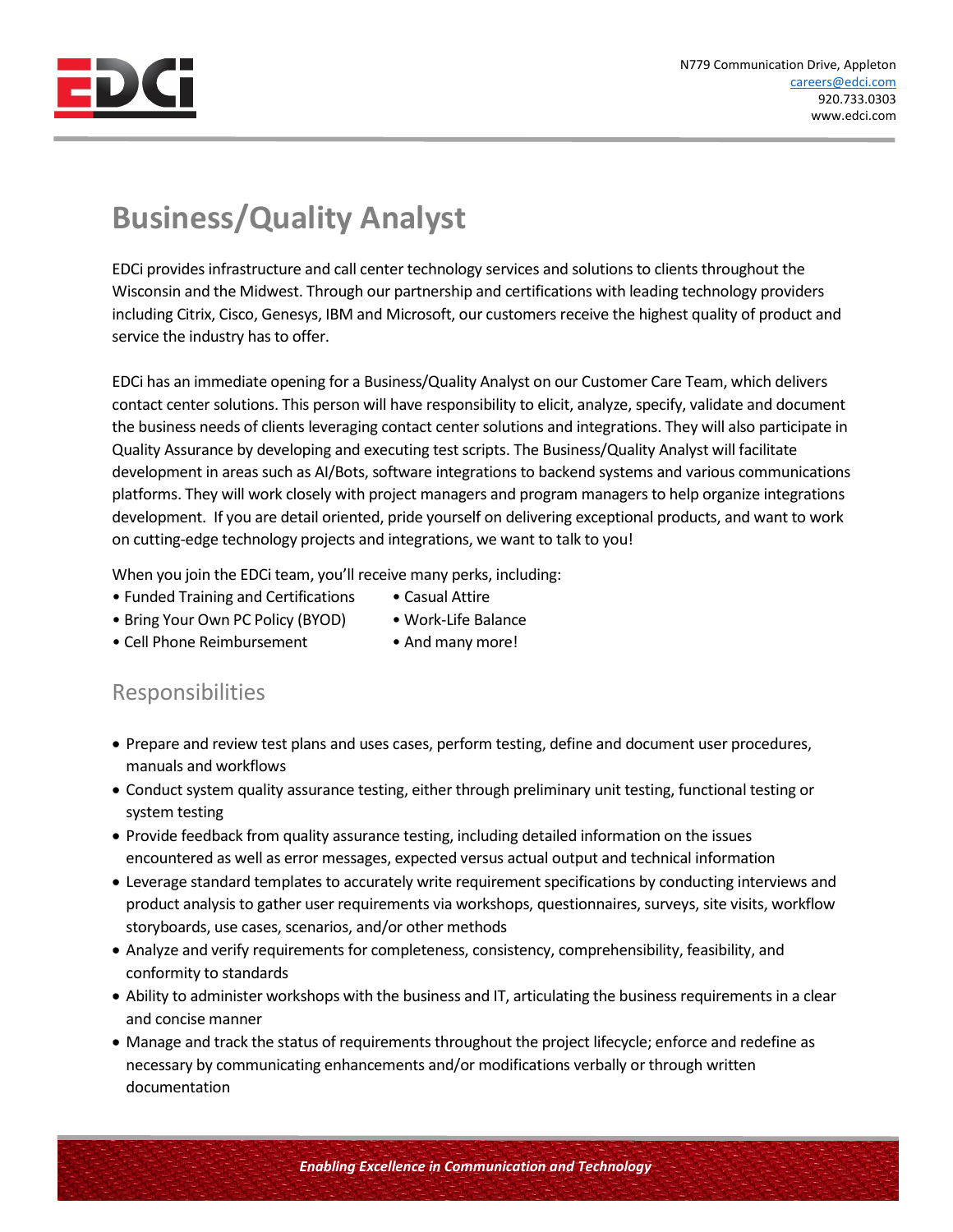N779 Communication Drive, Appleton
careers@edci.com
920.733.0303
www.edci.com

# Business/Quality Analyst

EDCi provides infrastructure and call center technology services and solutions to clients throughout the Wisconsin and the Midwest. Through our partnership and certifications with leading technology providers including Citrix, Cisco, Genesys, IBM and Microsoft, our customers receive the highest quality of product and service the industry has to offer.

EDCi has an immediate opening for a Business/Quality Analyst on our Customer Care Team, which delivers contact center solutions. This person will have responsibility to elicit, analyze, specify, validate and document the business needs of clients leveraging contact center solutions and integrations. They will also participate in Quality Assurance by developing and executing test scripts. The Business/Quality Analyst will facilitate development in areas such as AI/Bots, software integrations to backend systems and various communications platforms. They will work closely with project managers and program managers to help organize integrations development. If you are detail oriented, pride yourself on delivering exceptional products, and want to work on cutting-edge technology projects and integrations, we want to talk to you!

When you join the EDCi team, you'll receive many perks, including:

- Funded Training and Certifications
- Bring Your Own PC Policy (BYOD)
- Cell Phone Reimbursement
- Casual Attire
- Work-Life Balance
- And many more!

## Responsibilities

- Prepare and review test plans and uses cases, perform testing, define and document user procedures, manuals and workflows
- Conduct system quality assurance testing, either through preliminary unit testing, functional testing or system testing
- Provide feedback from quality assurance testing, including detailed information on the issues encountered as well as error messages, expected versus actual output and technical information
- Leverage standard templates to accurately write requirement specifications by conducting interviews and product analysis to gather user requirements via workshops, questionnaires, surveys, site visits, workflow storyboards, use cases, scenarios, and/or other methods
- Analyze and verify requirements for completeness, consistency, comprehensibility, feasibility, and conformity to standards
- Ability to administer workshops with the business and IT, articulating the business requirements in a clear and concise manner
- Manage and track the status of requirements throughout the project lifecycle; enforce and redefine as necessary by communicating enhancements and/or modifications verbally or through written documentation

*Enabling Excellence in Communication and Technology*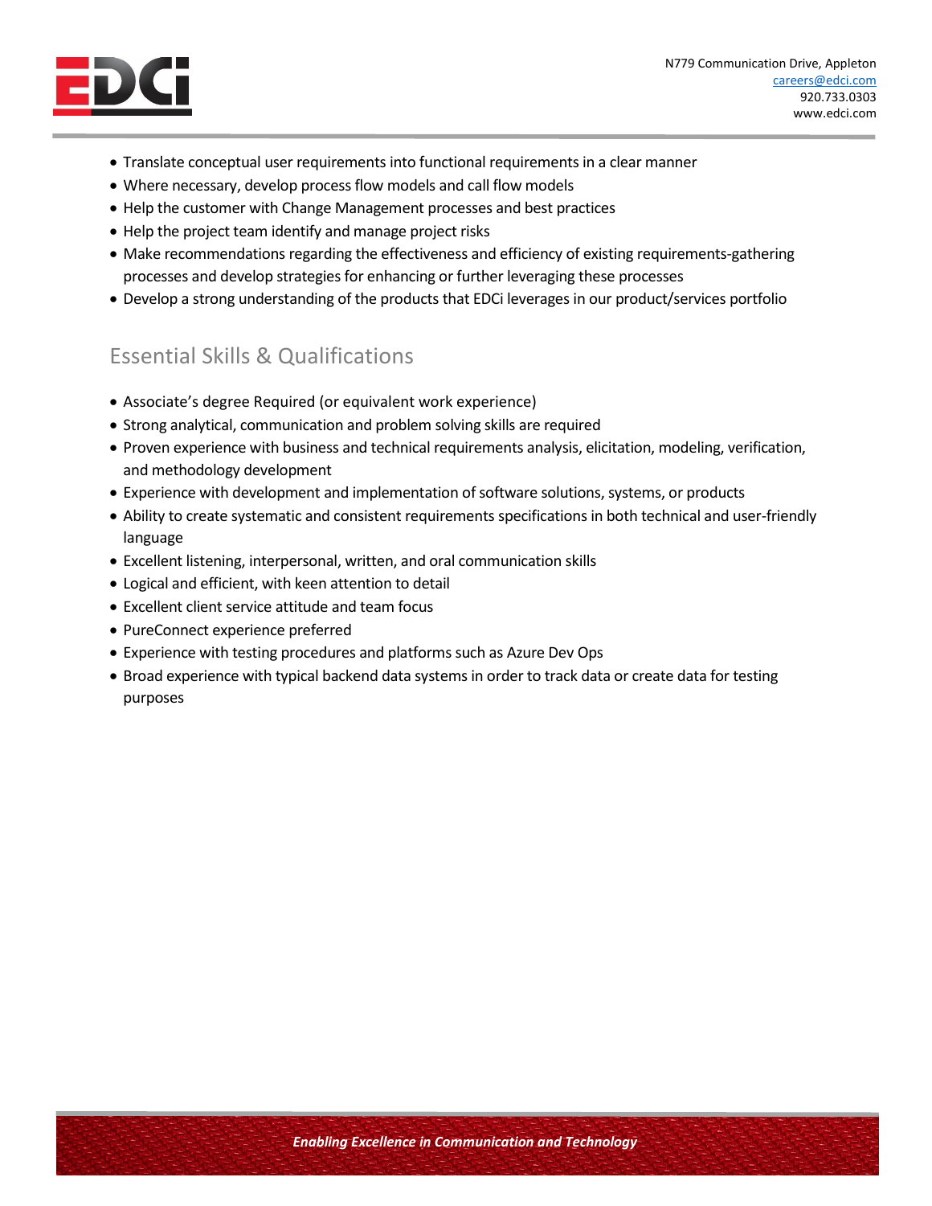- Translate conceptual user requirements into functional requirements in a clear manner
- Where necessary, develop process flow models and call flow models
- Help the customer with Change Management processes and best practices
- Help the project team identify and manage project risks
- Make recommendations regarding the effectiveness and efficiency of existing requirements-gathering processes and develop strategies for enhancing or further leveraging these processes
- Develop a strong understanding of the products that EDCi leverages in our product/services portfolio

## Essential Skills & Qualifications

- Associate's degree Required (or equivalent work experience)
- Strong analytical, communication and problem solving skills are required
- Proven experience with business and technical requirements analysis, elicitation, modeling, verification, and methodology development
- Experience with development and implementation of software solutions, systems, or products
- Ability to create systematic and consistent requirements specifications in both technical and user-friendly language
- Excellent listening, interpersonal, written, and oral communication skills
- Logical and efficient, with keen attention to detail
- Excellent client service attitude and team focus
- PureConnect experience preferred
- Experience with testing procedures and platforms such as Azure Dev Ops
- Broad experience with typical backend data systems in order to track data or create data for testing purposes